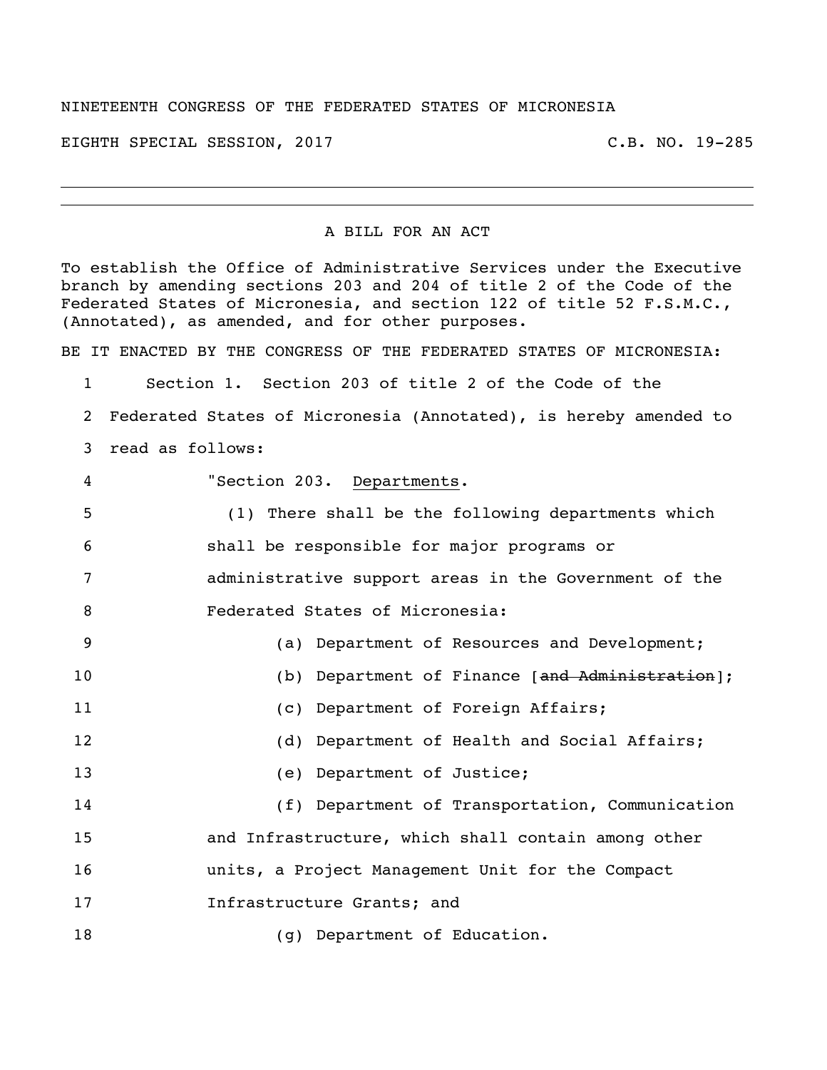NINETEENTH CONGRESS OF THE FEDERATED STATES OF MICRONESIA

EIGHTH SPECIAL SESSION, 2017 C.B. NO. 19-285

---

A BILL FOR AN ACT

To establish the Office of Administrative Services under the Executive branch by amending sections 203 and 204 of title 2 of the Code of the Federated States of Micronesia, and section 122 of title 52 F.S.M.C., (Annotated), as amended, and for other purposes.

BE IT ENACTED BY THE CONGRESS OF THE FEDERATED STATES OF MICRONESIA:

1 Section 1. Section 203 of title 2 of the Code of the
2 Federated States of Micronesia (Annotated), is hereby amended to
3 read as follows:

4 "Section 203. Departments.

5 (1) There shall be the following departments which
6 shall be responsible for major programs or
7 administrative support areas in the Government of the
8 Federated States of Micronesia:

9 (a) Department of Resources and Development;

10 (b) Department of Finance [~~and Administration~~];

11 (c) Department of Foreign Affairs;

12 (d) Department of Health and Social Affairs;

13 (e) Department of Justice;

14 (f) Department of Transportation, Communication
15 and Infrastructure, which shall contain among other
16 units, a Project Management Unit for the Compact
17 Infrastructure Grants; and

18 (g) Department of Education.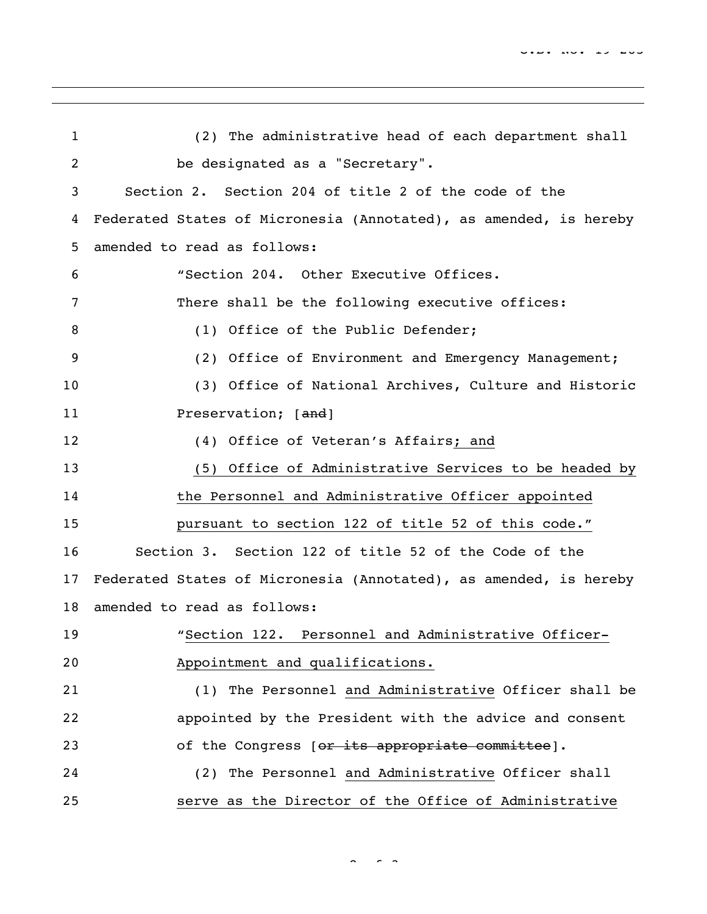(2) The administrative head of each department shall be designated as a "Secretary".

Section 2. Section 204 of title 2 of the code of the Federated States of Micronesia (Annotated), as amended, is hereby amended to read as follows:

"Section 204. Other Executive Offices.

There shall be the following executive offices:

(1) Office of the Public Defender;

(2) Office of Environment and Emergency Management;

(3) Office of National Archives, Culture and Historic Preservation; [~~and~~]

(4) Office of Veteran's Affairs<u>; and</u>

<u>(5) Office of Administrative Services to be headed by the Personnel and Administrative Officer appointed pursuant to section 122 of title 52 of this code.</u>"

Section 3. Section 122 of title 52 of the Code of the Federated States of Micronesia (Annotated), as amended, is hereby amended to read as follows:

"<u>Section 122. Personnel and Administrative Officer-Appointment and qualifications.</u>

(1) The Personnel <u>and Administrative</u> Officer shall be appointed by the President with the advice and consent of the Congress [~~or its appropriate committee~~].

(2) The Personnel <u>and Administrative</u> Officer shall <u>serve as the Director of the Office of Administrative</u>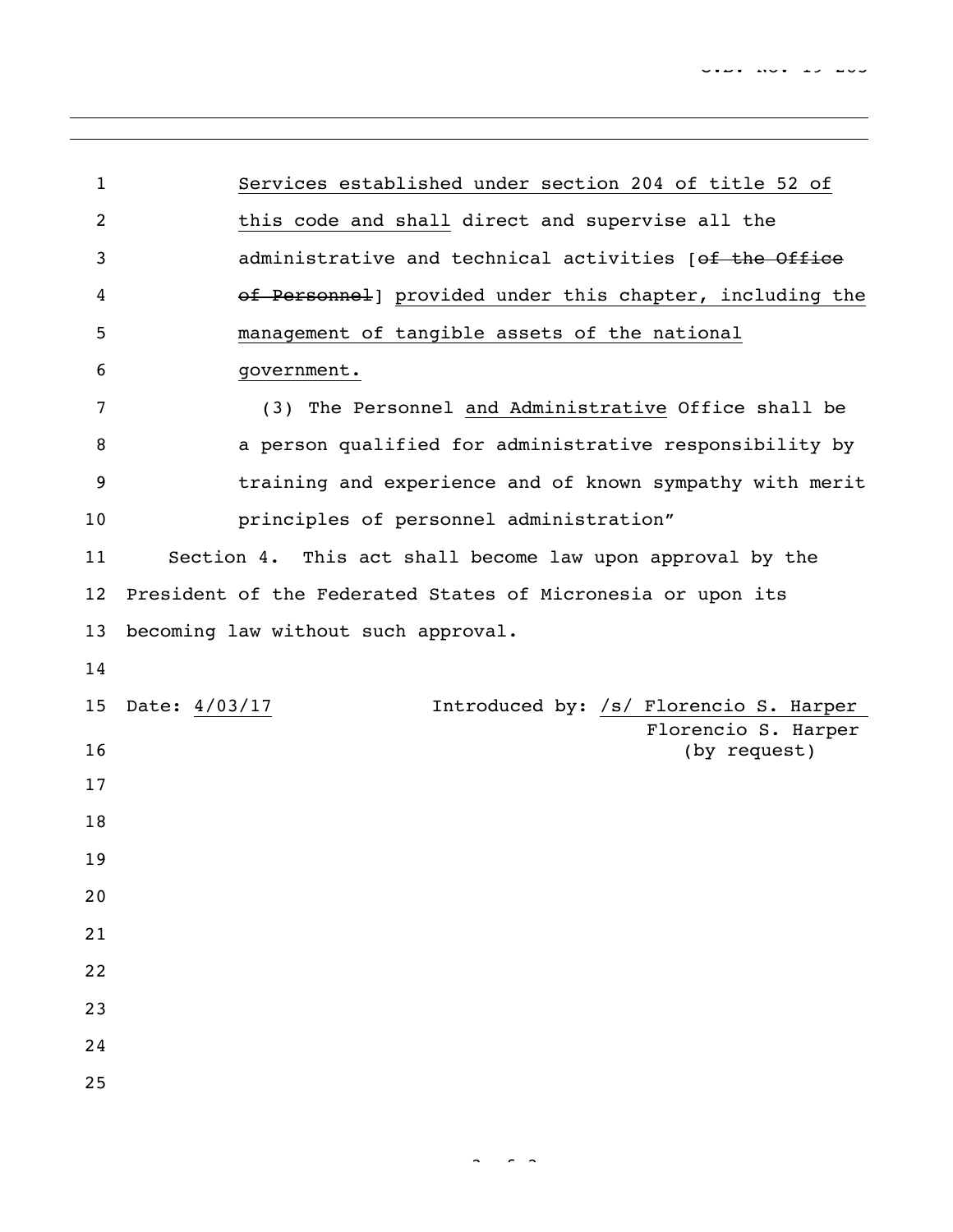Services established under section 204 of title 52 of this code and shall direct and supervise all the administrative and technical activities [~~of the Office of Personnel~~] provided under this chapter, including the management of tangible assets of the national government.

(3) The Personnel and Administrative Office shall be a person qualified for administrative responsibility by training and experience and of known sympathy with merit principles of personnel administration"

Section 4. This act shall become law upon approval by the President of the Federated States of Micronesia or upon its becoming law without such approval.

Date: 4/03/17

Introduced by: /s/ Florencio S. Harper

Florencio S. Harper
(by request)